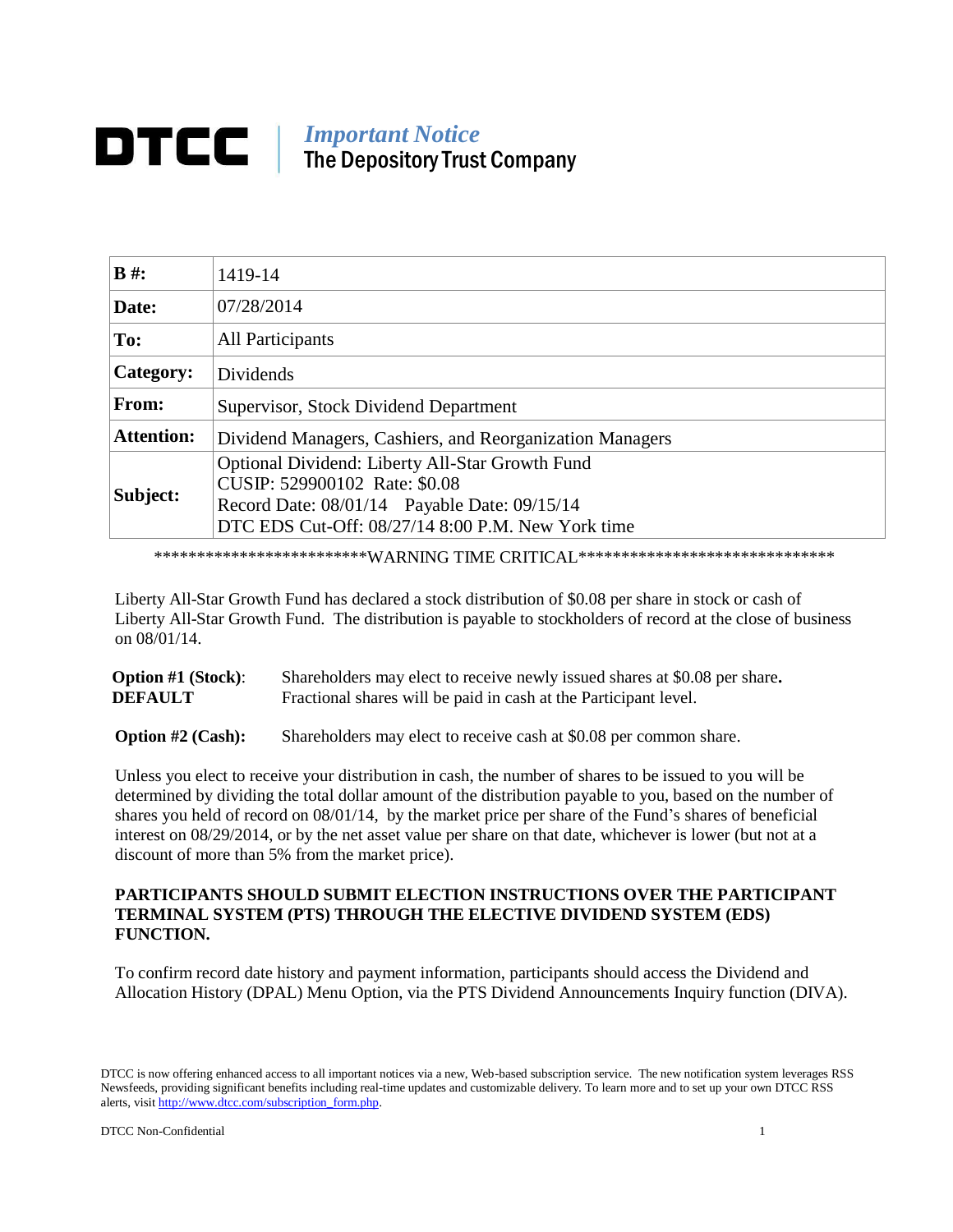# DTCC | *Important Notice* The Depository Trust Company

| **B #:** | 1419-14 |
|---|---|
| **Date:** | 07/28/2014 |
| **To:** | All Participants |
| **Category:** | Dividends |
| **From:** | Supervisor, Stock Dividend Department |
| **Attention:** | Dividend Managers, Cashiers, and Reorganization Managers |
| **Subject:** | Optional Dividend: Liberty All-Star Growth Fund<br>CUSIP: 529900102 Rate: $0.08<br>Record Date: 08/01/14 Payable Date: 09/15/14<br>DTC EDS Cut-Off: 08/27/14 8:00 P.M. New York time |

************************WARNING TIME CRITICAL*****************************

Liberty All-Star Growth Fund has declared a stock distribution of $0.08 per share in stock or cash of Liberty All-Star Growth Fund. The distribution is payable to stockholders of record at the close of business on 08/01/14.

**Option #1 (Stock)**: Shareholders may elect to receive newly issued shares at $0.08 per share.
**DEFAULT** Fractional shares will be paid in cash at the Participant level.

**Option #2 (Cash):** Shareholders may elect to receive cash at $0.08 per common share.

Unless you elect to receive your distribution in cash, the number of shares to be issued to you will be determined by dividing the total dollar amount of the distribution payable to you, based on the number of shares you held of record on 08/01/14, by the market price per share of the Fund's shares of beneficial interest on 08/29/2014, or by the net asset value per share on that date, whichever is lower (but not at a discount of more than 5% from the market price).

**PARTICIPANTS SHOULD SUBMIT ELECTION INSTRUCTIONS OVER THE PARTICIPANT TERMINAL SYSTEM (PTS) THROUGH THE ELECTIVE DIVIDEND SYSTEM (EDS) FUNCTION.**

To confirm record date history and payment information, participants should access the Dividend and Allocation History (DPAL) Menu Option, via the PTS Dividend Announcements Inquiry function (DIVA).

DTCC is now offering enhanced access to all important notices via a new, Web-based subscription service. The new notification system leverages RSS Newsfeeds, providing significant benefits including real-time updates and customizable delivery. To learn more and to set up your own DTCC RSS alerts, visit http://www.dtcc.com/subscription_form.php.

DTCC Non-Confidential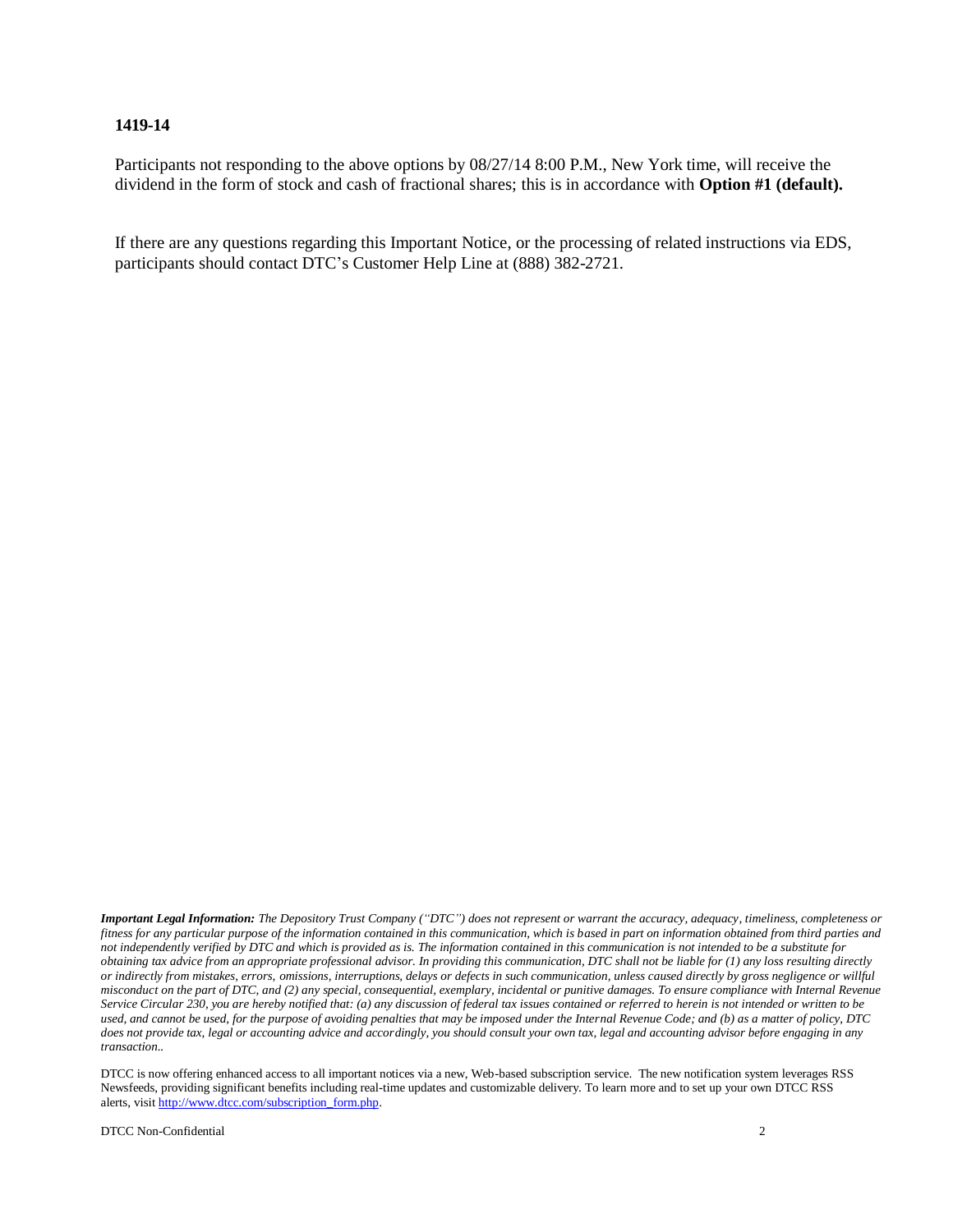**1419-14**

Participants not responding to the above options by 08/27/14 8:00 P.M., New York time, will receive the dividend in the form of stock and cash of fractional shares; this is in accordance with **Option #1 (default).**

If there are any questions regarding this Important Notice, or the processing of related instructions via EDS, participants should contact DTC's Customer Help Line at (888) 382-2721.

***Important Legal Information:*** *The Depository Trust Company ("DTC") does not represent or warrant the accuracy, adequacy, timeliness, completeness or fitness for any particular purpose of the information contained in this communication, which is based in part on information obtained from third parties and not independently verified by DTC and which is provided as is. The information contained in this communication is not intended to be a substitute for obtaining tax advice from an appropriate professional advisor. In providing this communication, DTC shall not be liable for (1) any loss resulting directly or indirectly from mistakes, errors, omissions, interruptions, delays or defects in such communication, unless caused directly by gross negligence or willful misconduct on the part of DTC, and (2) any special, consequential, exemplary, incidental or punitive damages. To ensure compliance with Internal Revenue Service Circular 230, you are hereby notified that: (a) any discussion of federal tax issues contained or referred to herein is not intended or written to be used, and cannot be used, for the purpose of avoiding penalties that may be imposed under the Internal Revenue Code; and (b) as a matter of policy, DTC does not provide tax, legal or accounting advice and accordingly, you should consult your own tax, legal and accounting advisor before engaging in any transaction..*

DTCC is now offering enhanced access to all important notices via a new, Web-based subscription service. The new notification system leverages RSS Newsfeeds, providing significant benefits including real-time updates and customizable delivery. To learn more and to set up your own DTCC RSS alerts, visit http://www.dtcc.com/subscription_form.php.

DTCC Non-Confidential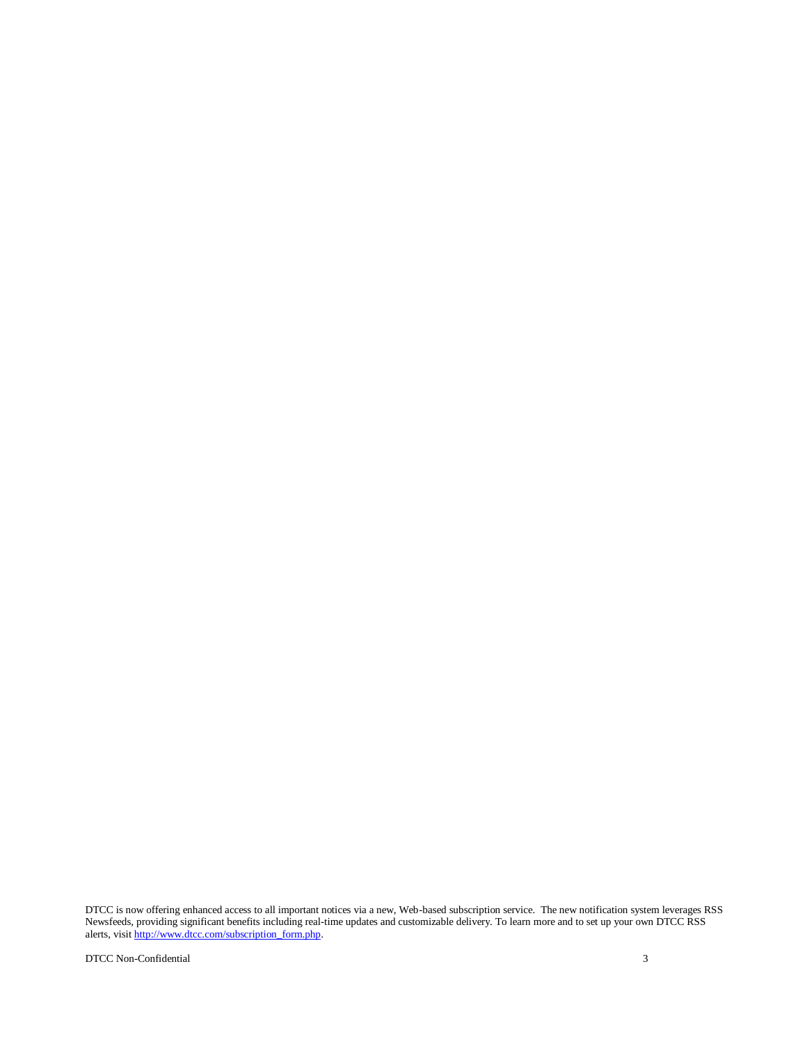DTCC is now offering enhanced access to all important notices via a new, Web-based subscription service. The new notification system leverages RSS Newsfeeds, providing significant benefits including real-time updates and customizable delivery. To learn more and to set up your own DTCC RSS alerts, visit [http://www.dtcc.com/subscription_form.php](http://www.dtcc.com/subscription_form.php).

DTCC Non-Confidential